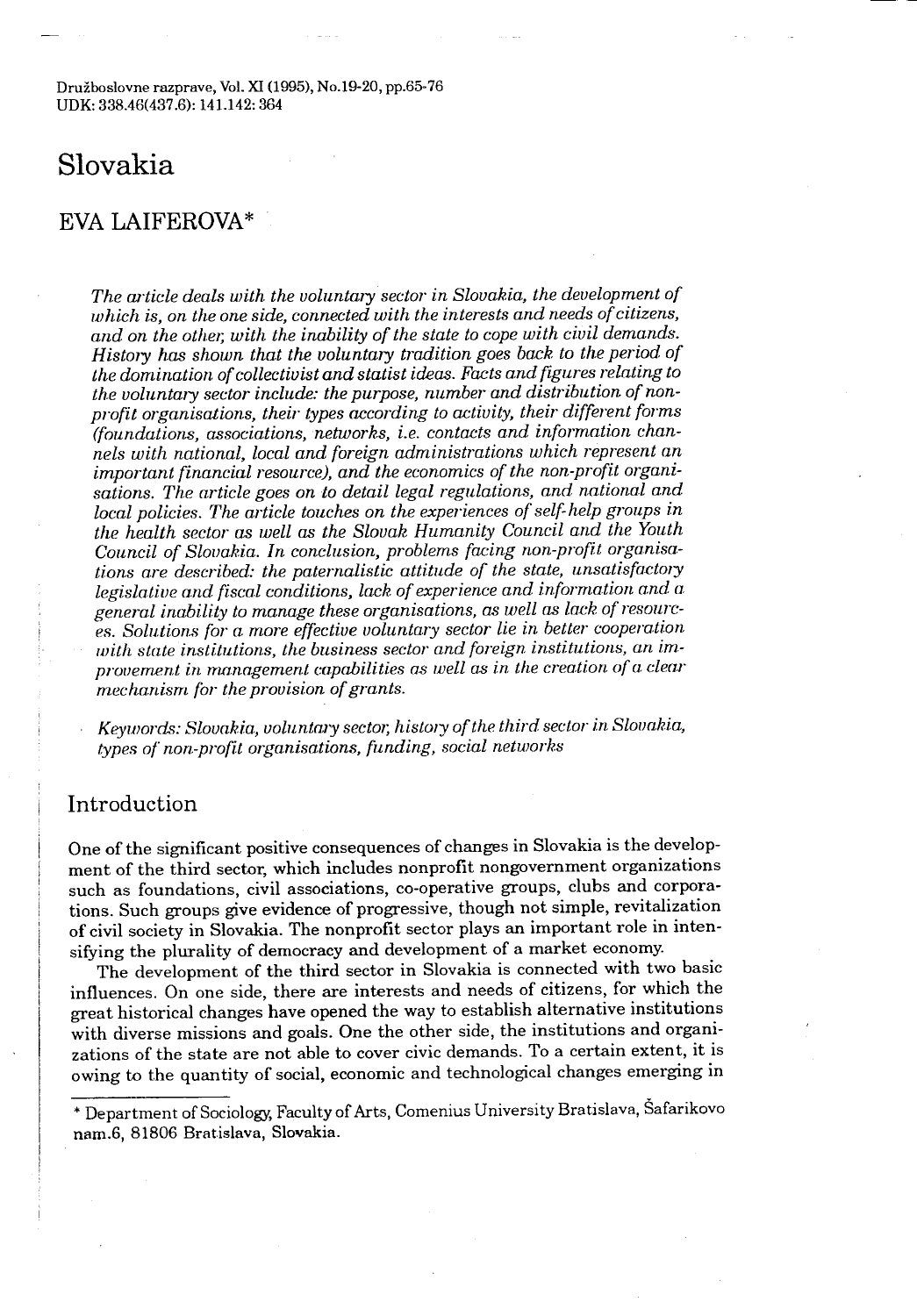# Slovakia

## EVA LAIFEROVA*

*The article deals with the voluntary sector in Slovakia, the development of which is, on the one side, connected with the interests and needs of citizens, and on the other, with the inability of the state to cope with civil demands. History has shown that the voluntary tradition goes back to the period of the domination of collectivist and statist ideas. Facts and figures relating to the voluntary sector include: the purpose, number and distribution of non-profit organisations, their types according to activity, their different forms (foundations, associations, networks, i.e. contacts and information channels with national, local and foreign administrations which represent an important financial resource), and the economics of the non-profit organisations. The article goes on to detail legal regulations, and national and local policies. The article touches on the experiences of self-help groups in the health sector as well as the Slovak Humanity Council and the Youth Council of Slovakia. In conclusion, problems facing non-profit organisations are described: the paternalistic attitude of the state, unsatisfactory legislative and fiscal conditions, lack of experience and information and a general inability to manage these organisations, as well as lack of resources. Solutions for a more effective voluntary sector lie in better cooperation with state institutions, the business sector and foreign institutions, an improvement in management capabilities as well as in the creation of a clear mechanism for the provision of grants.*

*Keywords: Slovakia, voluntary sector, history of the third sector in Slovakia, types of non-profit organisations, funding, social networks*

## Introduction

One of the significant positive consequences of changes in Slovakia is the development of the third sector, which includes nonprofit nongovernment organizations such as foundations, civil associations, co-operative groups, clubs and corporations. Such groups give evidence of progressive, though not simple, revitalization of civil society in Slovakia. The nonprofit sector plays an important role in intensifying the plurality of democracy and development of a market economy.

The development of the third sector in Slovakia is connected with two basic influences. On one side, there are interests and needs of citizens, for which the great historical changes have opened the way to establish alternative institutions with diverse missions and goals. One the other side, the institutions and organizations of the state are not able to cover civic demands. To a certain extent, it is owing to the quantity of social, economic and technological changes emerging in

---

\* Department of Sociology, Faculty of Arts, Comenius University Bratislava, Šafarikovo nam.6, 81806 Bratislava, Slovakia.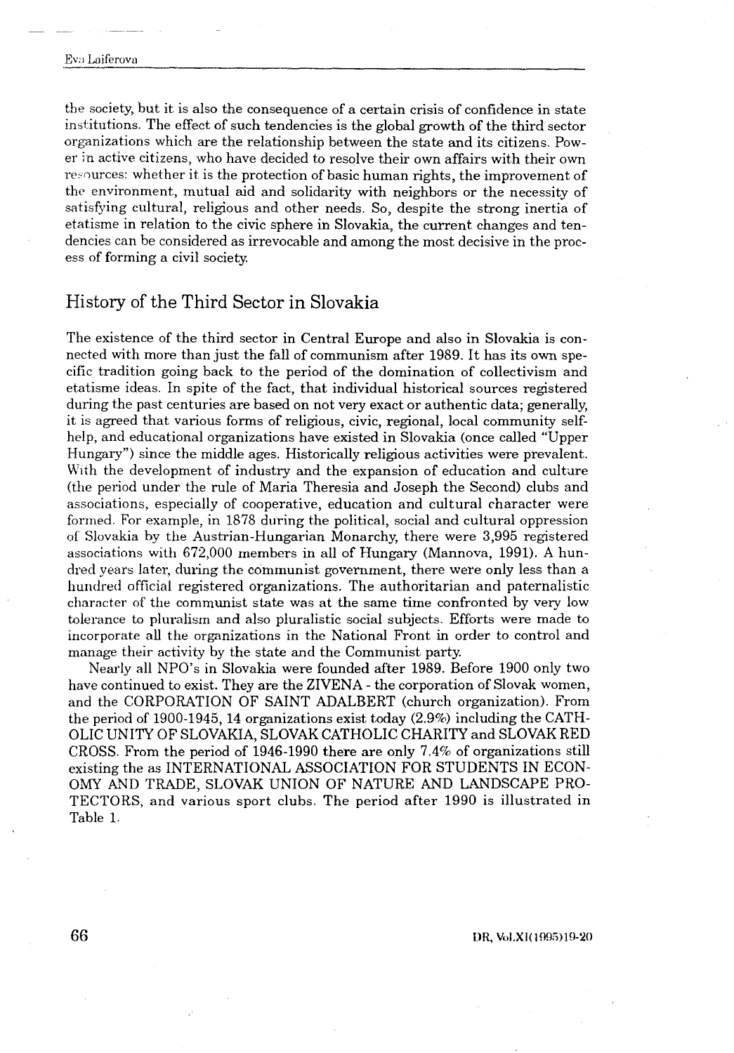the society, but it is also the consequence of a certain crisis of confidence in state institutions. The effect of such tendencies is the global growth of the third sector organizations which are the relationship between the state and its citizens. Power in active citizens, who have decided to resolve their own affairs with their own resources: whether it is the protection of basic human rights, the improvement of the environment, mutual aid and solidarity with neighbors or the necessity of satisfying cultural, religious and other needs. So, despite the strong inertia of etatisme in relation to the civic sphere in Slovakia, the current changes and tendencies can be considered as irrevocable and among the most decisive in the process of forming a civil society.

## History of the Third Sector in Slovakia

The existence of the third sector in Central Europe and also in Slovakia is connected with more than just the fall of communism after 1989. It has its own specific tradition going back to the period of the domination of collectivism and etatisme ideas. In spite of the fact, that individual historical sources registered during the past centuries are based on not very exact or authentic data; generally, it is agreed that various forms of religious, civic, regional, local community self-help, and educational organizations have existed in Slovakia (once called "Upper Hungary") since the middle ages. Historically religious activities were prevalent. With the development of industry and the expansion of education and culture (the period under the rule of Maria Theresia and Joseph the Second) clubs and associations, especially of cooperative, education and cultural character were formed. For example, in 1878 during the political, social and cultural oppression of Slovakia by the Austrian-Hungarian Monarchy, there were 3,995 registered associations with 672,000 members in all of Hungary (Mannova, 1991). A hundred years later, during the communist government, there were only less than a hundred official registered organizations. The authoritarian and paternalistic character of the communist state was at the same time confronted by very low tolerance to pluralism and also pluralistic social subjects. Efforts were made to incorporate all the organizations in the National Front in order to control and manage their activity by the state and the Communist party.

Nearly all NPO's in Slovakia were founded after 1989. Before 1900 only two have continued to exist. They are the ZIVENA - the corporation of Slovak women, and the CORPORATION OF SAINT ADALBERT (church organization). From the period of 1900-1945, 14 organizations exist today (2.9%) including the CATHOLIC UNITY OF SLOVAKIA, SLOVAK CATHOLIC CHARITY and SLOVAK RED CROSS. From the period of 1946-1990 there are only 7.4% of organizations still existing the as INTERNATIONAL ASSOCIATION FOR STUDENTS IN ECONOMY AND TRADE, SLOVAK UNION OF NATURE AND LANDSCAPE PROTECTORS, and various sport clubs. The period after 1990 is illustrated in Table 1.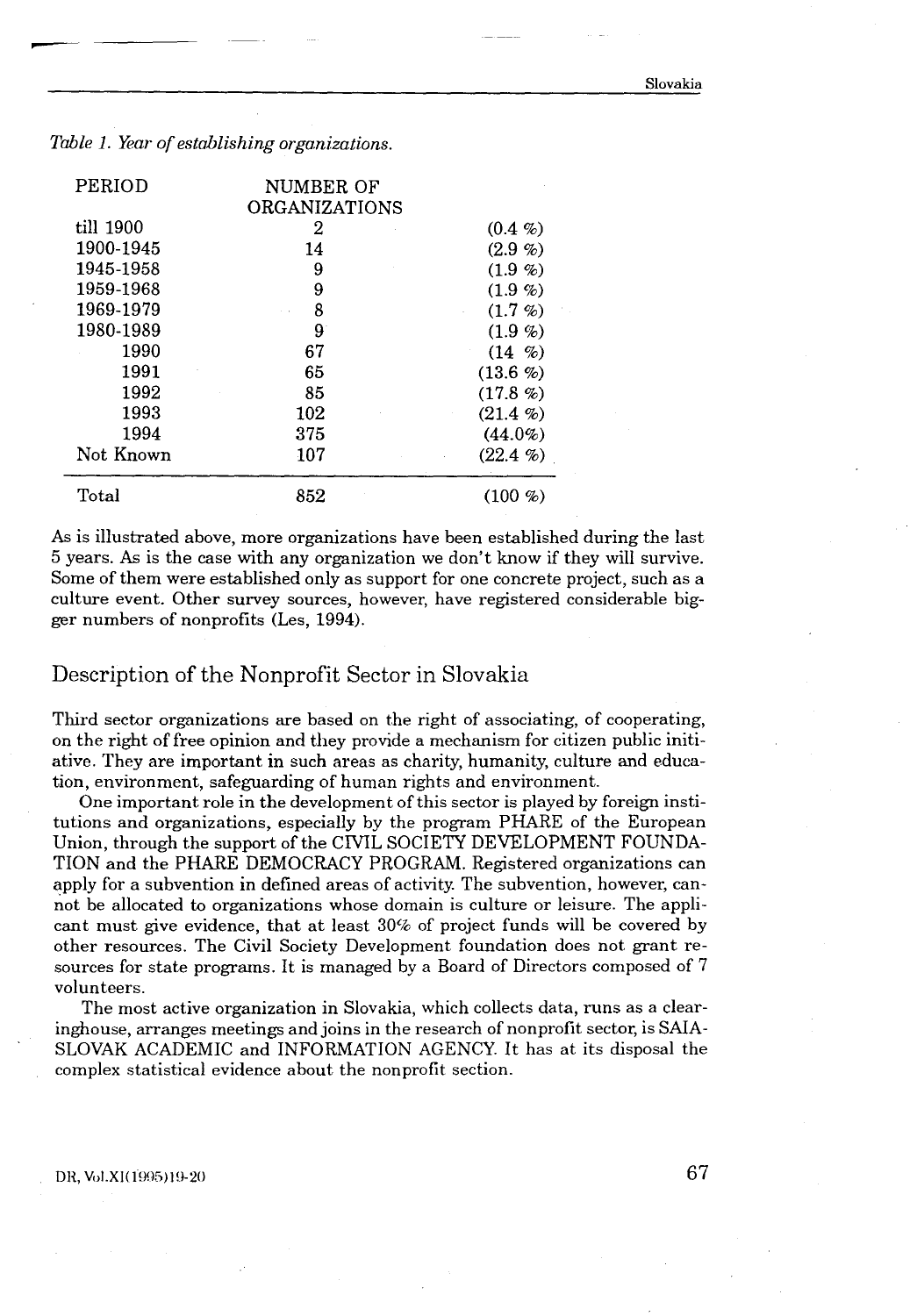*Table 1. Year of establishing organizations.*

| PERIOD | NUMBER OF ORGANIZATIONS | |
|---|---|---|
| till 1900 | 2 | (0.4 %) |
| 1900-1945 | 14 | (2.9 %) |
| 1945-1958 | 9 | (1.9 %) |
| 1959-1968 | 9 | (1.9 %) |
| 1969-1979 | 8 | (1.7 %) |
| 1980-1989 | 9 | (1.9 %) |
| 1990 | 67 | (14 %) |
| 1991 | 65 | (13.6 %) |
| 1992 | 85 | (17.8 %) |
| 1993 | 102 | (21.4 %) |
| 1994 | 375 | (44.0%) |
| Not Known | 107 | (22.4 %) |
| Total | 852 | (100 %) |

As is illustrated above, more organizations have been established during the last 5 years. As is the case with any organization we don't know if they will survive. Some of them were established only as support for one concrete project, such as a culture event. Other survey sources, however, have registered considerable bigger numbers of nonprofits (Les, 1994).

## Description of the Nonprofit Sector in Slovakia

Third sector organizations are based on the right of associating, of cooperating, on the right of free opinion and they provide a mechanism for citizen public initiative. They are important in such areas as charity, humanity, culture and education, environment, safeguarding of human rights and environment.

One important role in the development of this sector is played by foreign institutions and organizations, especially by the program PHARE of the European Union, through the support of the CIVIL SOCIETY DEVELOPMENT FOUNDATION and the PHARE DEMOCRACY PROGRAM. Registered organizations can apply for a subvention in defined areas of activity. The subvention, however, cannot be allocated to organizations whose domain is culture or leisure. The applicant must give evidence, that at least 30% of project funds will be covered by other resources. The Civil Society Development foundation does not grant resources for state programs. It is managed by a Board of Directors composed of 7 volunteers.

The most active organization in Slovakia, which collects data, runs as a clearinghouse, arranges meetings and joins in the research of nonprofit sector, is SAIA-SLOVAK ACADEMIC and INFORMATION AGENCY. It has at its disposal the complex statistical evidence about the nonprofit section.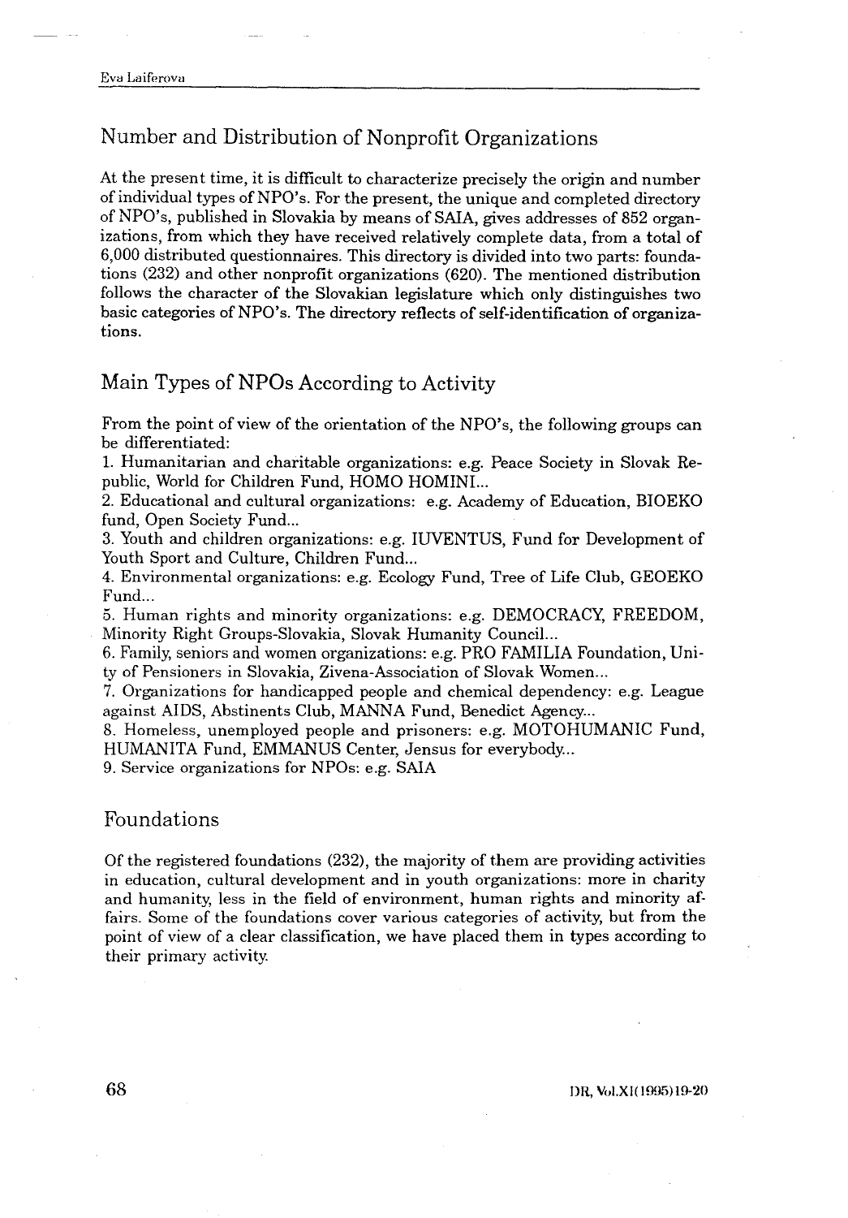## Number and Distribution of Nonprofit Organizations

At the present time, it is difficult to characterize precisely the origin and number of individual types of NPO's. For the present, the unique and completed directory of NPO's, published in Slovakia by means of SAIA, gives addresses of 852 organizations, from which they have received relatively complete data, from a total of 6,000 distributed questionnaires. This directory is divided into two parts: foundations (232) and other nonprofit organizations (620). The mentioned distribution follows the character of the Slovakian legislature which only distinguishes two basic categories of NPO's. The directory reflects of self-identification of organizations.

## Main Types of NPOs According to Activity

From the point of view of the orientation of the NPO's, the following groups can be differentiated:

1. Humanitarian and charitable organizations: e.g. Peace Society in Slovak Republic, World for Children Fund, HOMO HOMINI...
2. Educational and cultural organizations: e.g. Academy of Education, BIOEKO fund, Open Society Fund...
3. Youth and children organizations: e.g. IUVENTUS, Fund for Development of Youth Sport and Culture, Children Fund...
4. Environmental organizations: e.g. Ecology Fund, Tree of Life Club, GEOEKO Fund...
5. Human rights and minority organizations: e.g. DEMOCRACY, FREEDOM, Minority Right Groups-Slovakia, Slovak Humanity Council...
6. Family, seniors and women organizations: e.g. PRO FAMILIA Foundation, Unity of Pensioners in Slovakia, Zivena-Association of Slovak Women...
7. Organizations for handicapped people and chemical dependency: e.g. League against AIDS, Abstinents Club, MANNA Fund, Benedict Agency...
8. Homeless, unemployed people and prisoners: e.g. MOTOHUMANIC Fund, HUMANITA Fund, EMMANUS Center, Jensus for everybody...
9. Service organizations for NPOs: e.g. SAIA

## Foundations

Of the registered foundations (232), the majority of them are providing activities in education, cultural development and in youth organizations: more in charity and humanity, less in the field of environment, human rights and minority affairs. Some of the foundations cover various categories of activity, but from the point of view of a clear classification, we have placed them in types according to their primary activity.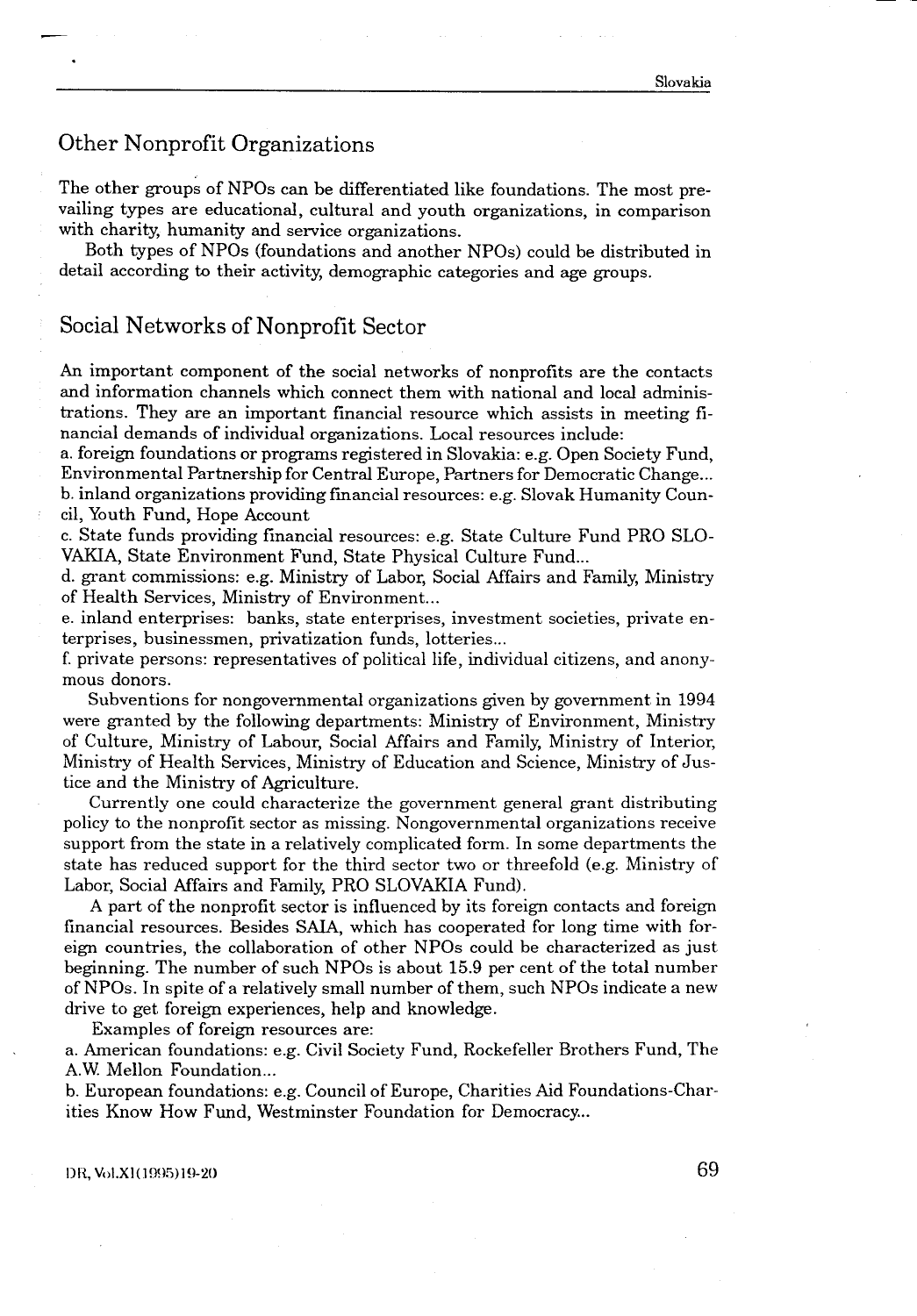## Other Nonprofit Organizations

The other groups of NPOs can be differentiated like foundations. The most prevailing types are educational, cultural and youth organizations, in comparison with charity, humanity and service organizations.

Both types of NPOs (foundations and another NPOs) could be distributed in detail according to their activity, demographic categories and age groups.

## Social Networks of Nonprofit Sector

An important component of the social networks of nonprofits are the contacts and information channels which connect them with national and local administrations. They are an important financial resource which assists in meeting financial demands of individual organizations. Local resources include:

a. foreign foundations or programs registered in Slovakia: e.g. Open Society Fund, Environmental Partnership for Central Europe, Partners for Democratic Change...
b. inland organizations providing financial resources: e.g. Slovak Humanity Council, Youth Fund, Hope Account
c. State funds providing financial resources: e.g. State Culture Fund PRO SLOVAKIA, State Environment Fund, State Physical Culture Fund...
d. grant commissions: e.g. Ministry of Labor, Social Affairs and Family, Ministry of Health Services, Ministry of Environment...
e. inland enterprises: banks, state enterprises, investment societies, private enterprises, businessmen, privatization funds, lotteries...
f. private persons: representatives of political life, individual citizens, and anonymous donors.

Subventions for nongovernmental organizations given by government in 1994 were granted by the following departments: Ministry of Environment, Ministry of Culture, Ministry of Labour, Social Affairs and Family, Ministry of Interior, Ministry of Health Services, Ministry of Education and Science, Ministry of Justice and the Ministry of Agriculture.

Currently one could characterize the government general grant distributing policy to the nonprofit sector as missing. Nongovernmental organizations receive support from the state in a relatively complicated form. In some departments the state has reduced support for the third sector two or threefold (e.g. Ministry of Labor, Social Affairs and Family, PRO SLOVAKIA Fund).

A part of the nonprofit sector is influenced by its foreign contacts and foreign financial resources. Besides SAIA, which has cooperated for long time with foreign countries, the collaboration of other NPOs could be characterized as just beginning. The number of such NPOs is about 15.9 per cent of the total number of NPOs. In spite of a relatively small number of them, such NPOs indicate a new drive to get foreign experiences, help and knowledge.

Examples of foreign resources are:

a. American foundations: e.g. Civil Society Fund, Rockefeller Brothers Fund, The A.W. Mellon Foundation...
b. European foundations: e.g. Council of Europe, Charities Aid Foundations-Charities Know How Fund, Westminster Foundation for Democracy...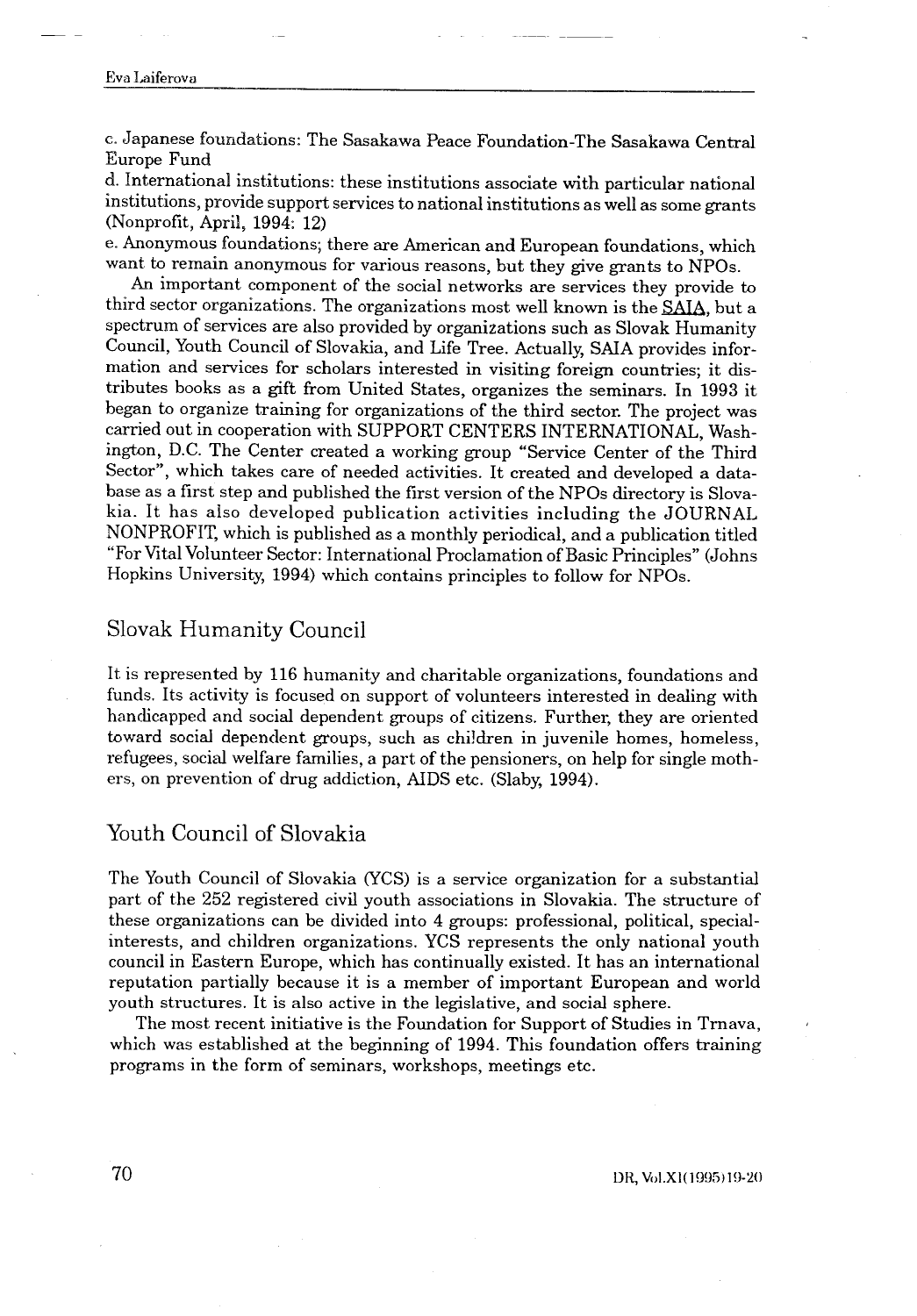c. Japanese foundations: The Sasakawa Peace Foundation-The Sasakawa Central Europe Fund

d. International institutions: these institutions associate with particular national institutions, provide support services to national institutions as well as some grants (Nonprofit, April, 1994: 12)

e. Anonymous foundations; there are American and European foundations, which want to remain anonymous for various reasons, but they give grants to NPOs.

An important component of the social networks are services they provide to third sector organizations. The organizations most well known is the SAIA, but a spectrum of services are also provided by organizations such as Slovak Humanity Council, Youth Council of Slovakia, and Life Tree. Actually, SAIA provides information and services for scholars interested in visiting foreign countries; it distributes books as a gift from United States, organizes the seminars. In 1993 it began to organize training for organizations of the third sector. The project was carried out in cooperation with SUPPORT CENTERS INTERNATIONAL, Washington, D.C. The Center created a working group "Service Center of the Third Sector", which takes care of needed activities. It created and developed a database as a first step and published the first version of the NPOs directory is Slovakia. It has also developed publication activities including the JOURNAL NONPROFIT, which is published as a monthly periodical, and a publication titled "For Vital Volunteer Sector: International Proclamation of Basic Principles" (Johns Hopkins University, 1994) which contains principles to follow for NPOs.

## Slovak Humanity Council

It is represented by 116 humanity and charitable organizations, foundations and funds. Its activity is focused on support of volunteers interested in dealing with handicapped and social dependent groups of citizens. Further, they are oriented toward social dependent groups, such as children in juvenile homes, homeless, refugees, social welfare families, a part of the pensioners, on help for single mothers, on prevention of drug addiction, AIDS etc. (Slaby, 1994).

## Youth Council of Slovakia

The Youth Council of Slovakia (YCS) is a service organization for a substantial part of the 252 registered civil youth associations in Slovakia. The structure of these organizations can be divided into 4 groups: professional, political, special-interests, and children organizations. YCS represents the only national youth council in Eastern Europe, which has continually existed. It has an international reputation partially because it is a member of important European and world youth structures. It is also active in the legislative, and social sphere.

The most recent initiative is the Foundation for Support of Studies in Trnava, which was established at the beginning of 1994. This foundation offers training programs in the form of seminars, workshops, meetings etc.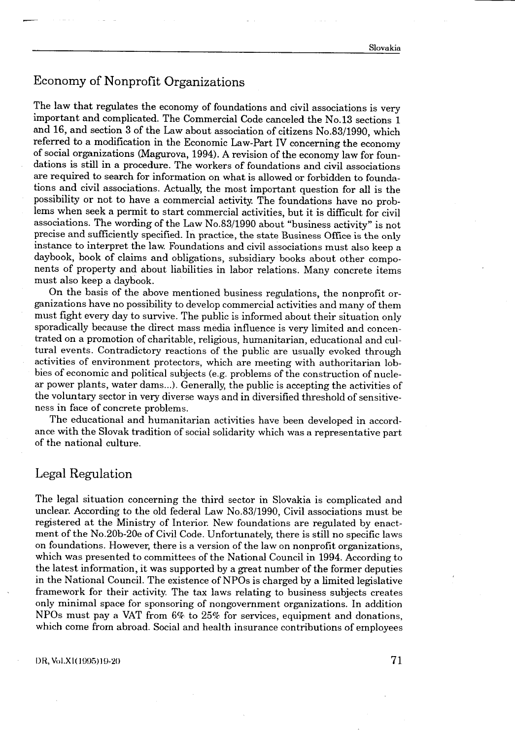## Economy of Nonprofit Organizations

The law that regulates the economy of foundations and civil associations is very important and complicated. The Commercial Code canceled the No.13 sections 1 and 16, and section 3 of the Law about association of citizens No.83/1990, which referred to a modification in the Economic Law-Part IV concerning the economy of social organizations (Magurova, 1994). A revision of the economy law for foundations is still in a procedure. The workers of foundations and civil associations are required to search for information on what is allowed or forbidden to foundations and civil associations. Actually, the most important question for all is the possibility or not to have a commercial activity. The foundations have no problems when seek a permit to start commercial activities, but it is difficult for civil associations. The wording of the Law No.83/1990 about "business activity" is not precise and sufficiently specified. In practice, the state Business Office is the only instance to interpret the law. Foundations and civil associations must also keep a daybook, book of claims and obligations, subsidiary books about other components of property and about liabilities in labor relations. Many concrete items must also keep a daybook.

On the basis of the above mentioned business regulations, the nonprofit organizations have no possibility to develop commercial activities and many of them must fight every day to survive. The public is informed about their situation only sporadically because the direct mass media influence is very limited and concentrated on a promotion of charitable, religious, humanitarian, educational and cultural events. Contradictory reactions of the public are usually evoked through activities of environment protectors, which are meeting with authoritarian lobbies of economic and political subjects (e.g. problems of the construction of nuclear power plants, water dams...). Generally, the public is accepting the activities of the voluntary sector in very diverse ways and in diversified threshold of sensitiveness in face of concrete problems.

The educational and humanitarian activities have been developed in accordance with the Slovak tradition of social solidarity which was a representative part of the national culture.

## Legal Regulation

The legal situation concerning the third sector in Slovakia is complicated and unclear. According to the old federal Law No.83/1990, Civil associations must be registered at the Ministry of Interior. New foundations are regulated by enactment of the No.20b-20e of Civil Code. Unfortunately, there is still no specific laws on foundations. However, there is a version of the law on nonprofit organizations, which was presented to committees of the National Council in 1994. According to the latest information, it was supported by a great number of the former deputies in the National Council. The existence of NPOs is charged by a limited legislative framework for their activity. The tax laws relating to business subjects creates only minimal space for sponsoring of nongovernment organizations. In addition NPOs must pay a VAT from 6% to 25% for services, equipment and donations, which come from abroad. Social and health insurance contributions of employees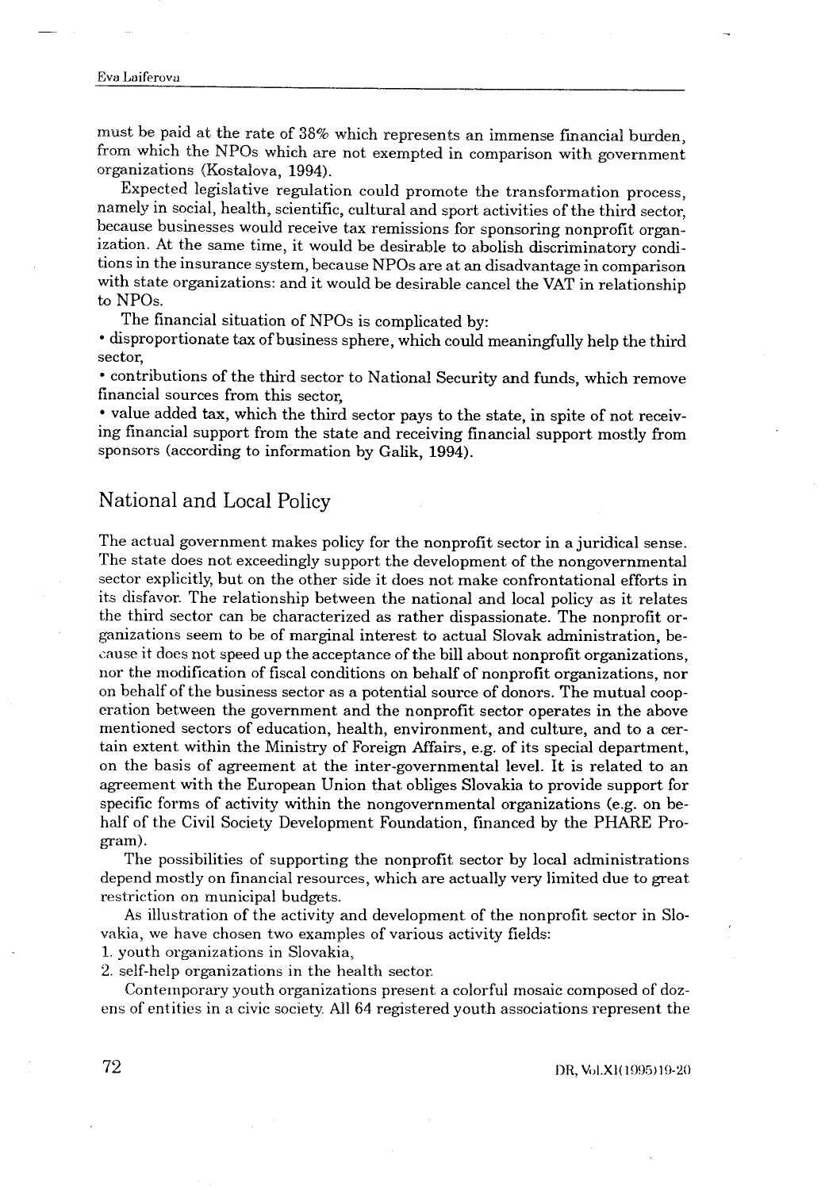must be paid at the rate of 38% which represents an immense financial burden, from which the NPOs which are not exempted in comparison with government organizations (Kostalova, 1994).

Expected legislative regulation could promote the transformation process, namely in social, health, scientific, cultural and sport activities of the third sector, because businesses would receive tax remissions for sponsoring nonprofit organization. At the same time, it would be desirable to abolish discriminatory conditions in the insurance system, because NPOs are at an disadvantage in comparison with state organizations: and it would be desirable cancel the VAT in relationship to NPOs.

The financial situation of NPOs is complicated by:

- disproportionate tax of business sphere, which could meaningfully help the third sector,
- contributions of the third sector to National Security and funds, which remove financial sources from this sector,
- value added tax, which the third sector pays to the state, in spite of not receiving financial support from the state and receiving financial support mostly from sponsors (according to information by Galik, 1994).

## National and Local Policy

The actual government makes policy for the nonprofit sector in a juridical sense. The state does not exceedingly support the development of the nongovernmental sector explicitly, but on the other side it does not make confrontational efforts in its disfavor. The relationship between the national and local policy as it relates the third sector can be characterized as rather dispassionate. The nonprofit organizations seem to be of marginal interest to actual Slovak administration, because it does not speed up the acceptance of the bill about nonprofit organizations, nor the modification of fiscal conditions on behalf of nonprofit organizations, nor on behalf of the business sector as a potential source of donors. The mutual cooperation between the government and the nonprofit sector operates in the above mentioned sectors of education, health, environment, and culture, and to a certain extent within the Ministry of Foreign Affairs, e.g. of its special department, on the basis of agreement at the inter-governmental level. It is related to an agreement with the European Union that obliges Slovakia to provide support for specific forms of activity within the nongovernmental organizations (e.g. on behalf of the Civil Society Development Foundation, financed by the PHARE Program).

The possibilities of supporting the nonprofit sector by local administrations depend mostly on financial resources, which are actually very limited due to great restriction on municipal budgets.

As illustration of the activity and development of the nonprofit sector in Slovakia, we have chosen two examples of various activity fields:

1. youth organizations in Slovakia,
2. self-help organizations in the health sector.

Contemporary youth organizations present a colorful mosaic composed of dozens of entities in a civic society. All 64 registered youth associations represent the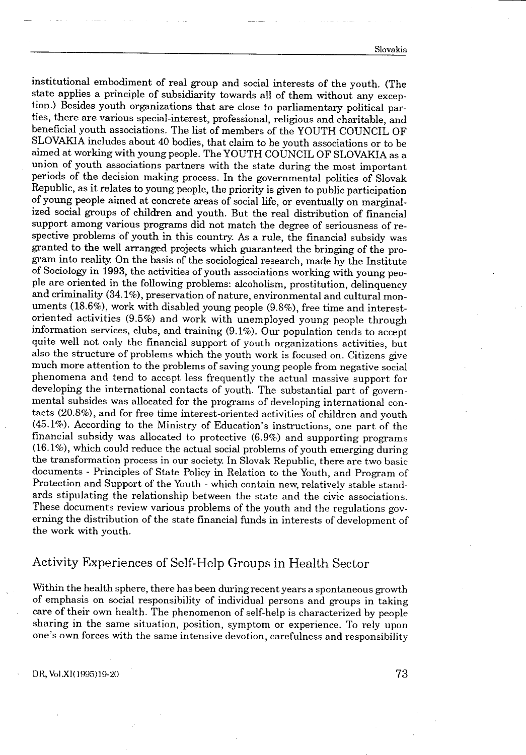institutional embodiment of real group and social interests of the youth. (The state applies a principle of subsidiarity towards all of them without any exception.) Besides youth organizations that are close to parliamentary political parties, there are various special-interest, professional, religious and charitable, and beneficial youth associations. The list of members of the YOUTH COUNCIL OF SLOVAKIA includes about 40 bodies, that claim to be youth associations or to be aimed at working with young people. The YOUTH COUNCIL OF SLOVAKIA as a union of youth associations partners with the state during the most important periods of the decision making process. In the governmental politics of Slovak Republic, as it relates to young people, the priority is given to public participation of young people aimed at concrete areas of social life, or eventually on marginalized social groups of children and youth. But the real distribution of financial support among various programs did not match the degree of seriousness of respective problems of youth in this country. As a rule, the financial subsidy was granted to the well arranged projects which guaranteed the bringing of the program into reality. On the basis of the sociological research, made by the Institute of Sociology in 1993, the activities of youth associations working with young people are oriented in the following problems: alcoholism, prostitution, delinquency and criminality (34.1%), preservation of nature, environmental and cultural monuments (18.6%), work with disabled young people (9.8%), free time and interest-oriented activities (9.5%) and work with unemployed young people through information services, clubs, and training (9.1%). Our population tends to accept quite well not only the financial support of youth organizations activities, but also the structure of problems which the youth work is focused on. Citizens give much more attention to the problems of saving young people from negative social phenomena and tend to accept less frequently the actual massive support for developing the international contacts of youth. The substantial part of governmental subsides was allocated for the programs of developing international contacts (20.8%), and for free time interest-oriented activities of children and youth (45.1%). According to the Ministry of Education's instructions, one part of the financial subsidy was allocated to protective (6.9%) and supporting programs (16.1%), which could reduce the actual social problems of youth emerging during the transformation process in our society. In Slovak Republic, there are two basic documents - Principles of State Policy in Relation to the Youth, and Program of Protection and Support of the Youth - which contain new, relatively stable standards stipulating the relationship between the state and the civic associations. These documents review various problems of the youth and the regulations governing the distribution of the state financial funds in interests of development of the work with youth.

## Activity Experiences of Self-Help Groups in Health Sector

Within the health sphere, there has been during recent years a spontaneous growth of emphasis on social responsibility of individual persons and groups in taking care of their own health. The phenomenon of self-help is characterized by people sharing in the same situation, position, symptom or experience. To rely upon one's own forces with the same intensive devotion, carefulness and responsibility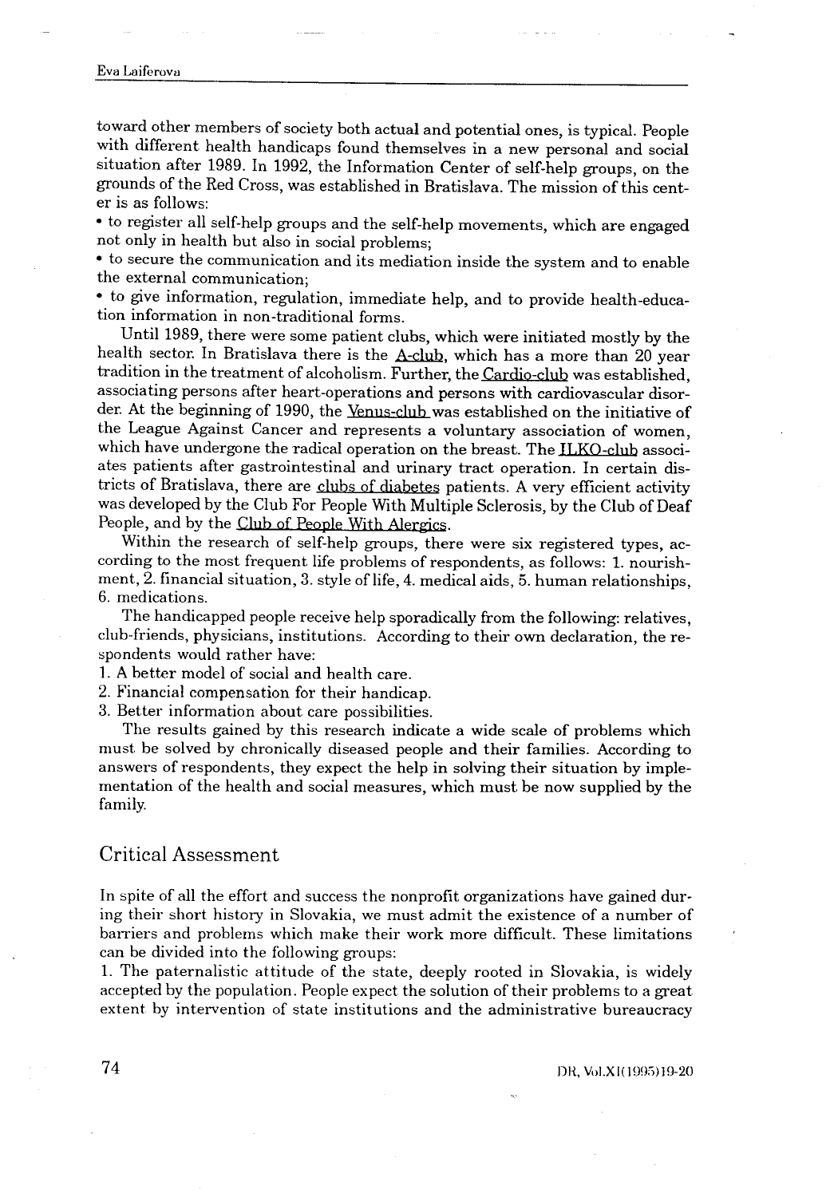toward other members of society both actual and potential ones, is typical. People with different health handicaps found themselves in a new personal and social situation after 1989. In 1992, the Information Center of self-help groups, on the grounds of the Red Cross, was established in Bratislava. The mission of this center is as follows:

- to register all self-help groups and the self-help movements, which are engaged not only in health but also in social problems;
- to secure the communication and its mediation inside the system and to enable the external communication;
- to give information, regulation, immediate help, and to provide health-education information in non-traditional forms.

Until 1989, there were some patient clubs, which were initiated mostly by the health sector. In Bratislava there is the A-club, which has a more than 20 year tradition in the treatment of alcoholism. Further, the Cardio-club was established, associating persons after heart-operations and persons with cardiovascular disorder. At the beginning of 1990, the Venus-club was established on the initiative of the League Against Cancer and represents a voluntary association of women, which have undergone the radical operation on the breast. The ILKO-club associates patients after gastrointestinal and urinary tract operation. In certain districts of Bratislava, there are clubs of diabetes patients. A very efficient activity was developed by the Club For People With Multiple Sclerosis, by the Club of Deaf People, and by the Club of People With Alergics.

Within the research of self-help groups, there were six registered types, according to the most frequent life problems of respondents, as follows: 1. nourishment, 2. financial situation, 3. style of life, 4. medical aids, 5. human relationships, 6. medications.

The handicapped people receive help sporadically from the following: relatives, club-friends, physicians, institutions. According to their own declaration, the respondents would rather have:

1. A better model of social and health care.
2. Financial compensation for their handicap.
3. Better information about care possibilities.

The results gained by this research indicate a wide scale of problems which must be solved by chronically diseased people and their families. According to answers of respondents, they expect the help in solving their situation by implementation of the health and social measures, which must be now supplied by the family.

## Critical Assessment

In spite of all the effort and success the nonprofit organizations have gained during their short history in Slovakia, we must admit the existence of a number of barriers and problems which make their work more difficult. These limitations can be divided into the following groups:

1. The paternalistic attitude of the state, deeply rooted in Slovakia, is widely accepted by the population. People expect the solution of their problems to a great extent by intervention of state institutions and the administrative bureaucracy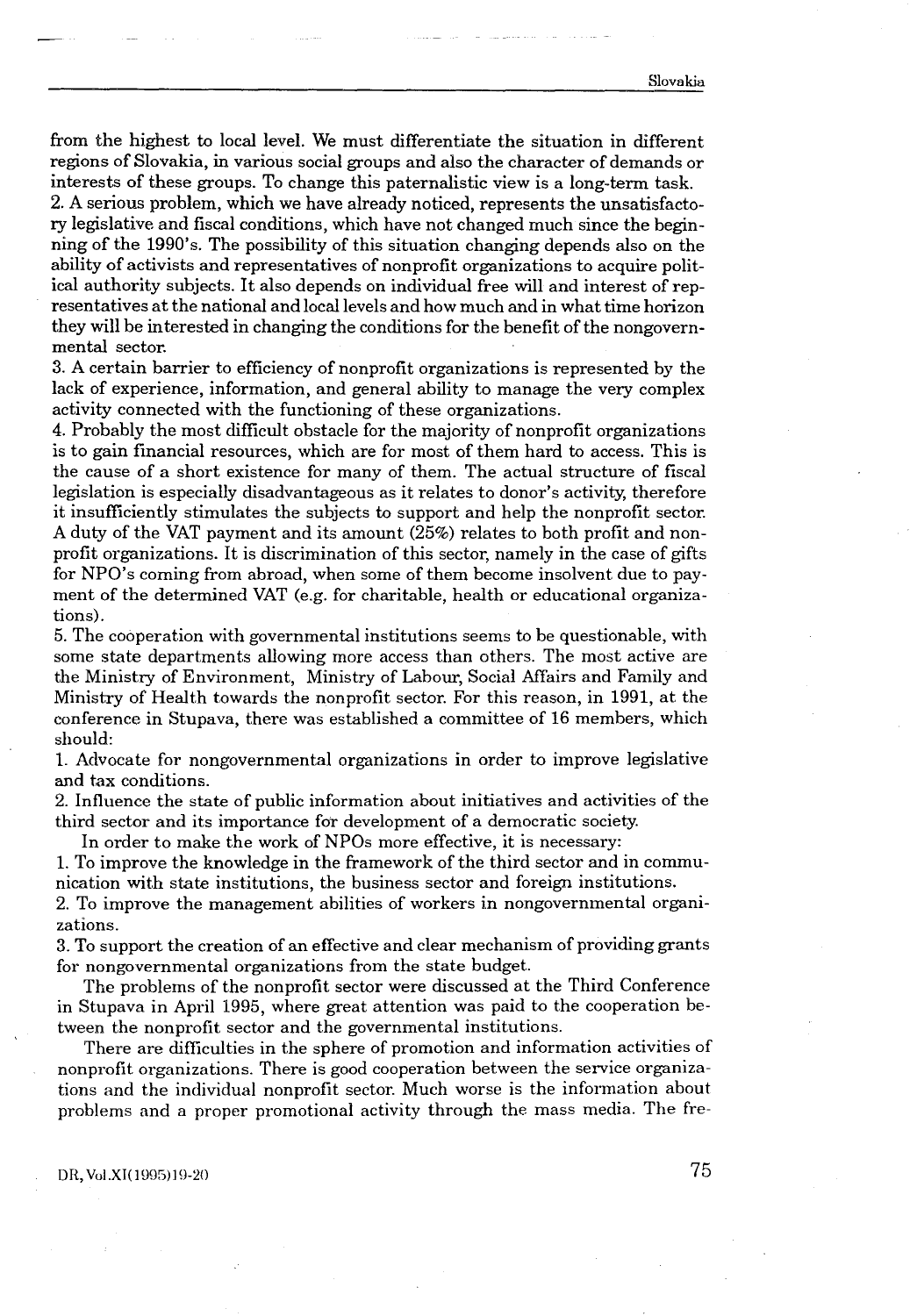from the highest to local level. We must differentiate the situation in different regions of Slovakia, in various social groups and also the character of demands or interests of these groups. To change this paternalistic view is a long-term task.

2. A serious problem, which we have already noticed, represents the unsatisfactory legislative and fiscal conditions, which have not changed much since the beginning of the 1990's. The possibility of this situation changing depends also on the ability of activists and representatives of nonprofit organizations to acquire political authority subjects. It also depends on individual free will and interest of representatives at the national and local levels and how much and in what time horizon they will be interested in changing the conditions for the benefit of the nongovernmental sector.

3. A certain barrier to efficiency of nonprofit organizations is represented by the lack of experience, information, and general ability to manage the very complex activity connected with the functioning of these organizations.

4. Probably the most difficult obstacle for the majority of nonprofit organizations is to gain financial resources, which are for most of them hard to access. This is the cause of a short existence for many of them. The actual structure of fiscal legislation is especially disadvantageous as it relates to donor's activity, therefore it insufficiently stimulates the subjects to support and help the nonprofit sector. A duty of the VAT payment and its amount (25%) relates to both profit and nonprofit organizations. It is discrimination of this sector, namely in the case of gifts for NPO's coming from abroad, when some of them become insolvent due to payment of the determined VAT (e.g. for charitable, health or educational organizations).

5. The cooperation with governmental institutions seems to be questionable, with some state departments allowing more access than others. The most active are the Ministry of Environment, Ministry of Labour, Social Affairs and Family and Ministry of Health towards the nonprofit sector. For this reason, in 1991, at the conference in Stupava, there was established a committee of 16 members, which should:

1. Advocate for nongovernmental organizations in order to improve legislative and tax conditions.
2. Influence the state of public information about initiatives and activities of the third sector and its importance for development of a democratic society.

In order to make the work of NPOs more effective, it is necessary:

1. To improve the knowledge in the framework of the third sector and in communication with state institutions, the business sector and foreign institutions.
2. To improve the management abilities of workers in nongovernmental organizations.
3. To support the creation of an effective and clear mechanism of providing grants for nongovernmental organizations from the state budget.

The problems of the nonprofit sector were discussed at the Third Conference in Stupava in April 1995, where great attention was paid to the cooperation between the nonprofit sector and the governmental institutions.

There are difficulties in the sphere of promotion and information activities of nonprofit organizations. There is good cooperation between the service organizations and the individual nonprofit sector. Much worse is the information about problems and a proper promotional activity through the mass media. The fre-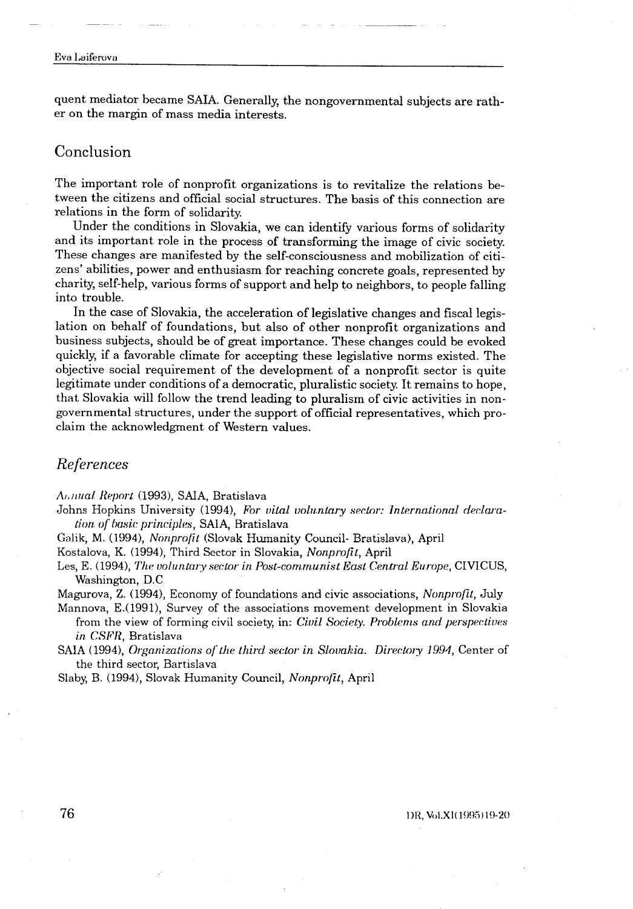quent mediator became SAIA. Generally, the nongovernmental subjects are rather on the margin of mass media interests.

## Conclusion

The important role of nonprofit organizations is to revitalize the relations between the citizens and official social structures. The basis of this connection are relations in the form of solidarity.

Under the conditions in Slovakia, we can identify various forms of solidarity and its important role in the process of transforming the image of civic society. These changes are manifested by the self-consciousness and mobilization of citizens' abilities, power and enthusiasm for reaching concrete goals, represented by charity, self-help, various forms of support and help to neighbors, to people falling into trouble.

In the case of Slovakia, the acceleration of legislative changes and fiscal legislation on behalf of foundations, but also of other nonprofit organizations and business subjects, should be of great importance. These changes could be evoked quickly, if a favorable climate for accepting these legislative norms existed. The objective social requirement of the development of a nonprofit sector is quite legitimate under conditions of a democratic, pluralistic society. It remains to hope, that Slovakia will follow the trend leading to pluralism of civic activities in nongovernmental structures, under the support of official representatives, which proclaim the acknowledgment of Western values.

## *References*

*Annual Report* (1993), SAIA, Bratislava

Johns Hopkins University (1994), *For vital voluntary sector: International declaration of basic principles*, SAIA, Bratislava

Galik, M. (1994), *Nonprofit* (Slovak Humanity Council- Bratislava), April

Kostalova, K. (1994), Third Sector in Slovakia, *Nonprofit*, April

Les, E. (1994), *The voluntary sector in Post-communist East Central Europe*, CIVICUS, Washington, D.C

Magurova, Z. (1994), Economy of foundations and civic associations, *Nonprofit*, July

Mannova, E.(1991), Survey of the associations movement development in Slovakia from the view of forming civil society, in: *Civil Society. Problems and perspectives in CSFR*, Bratislava

SAIA (1994), *Organizations of the third sector in Slovakia. Directory 1994*, Center of the third sector, Bartislava

Slaby, B. (1994), Slovak Humanity Council, *Nonprofit*, April